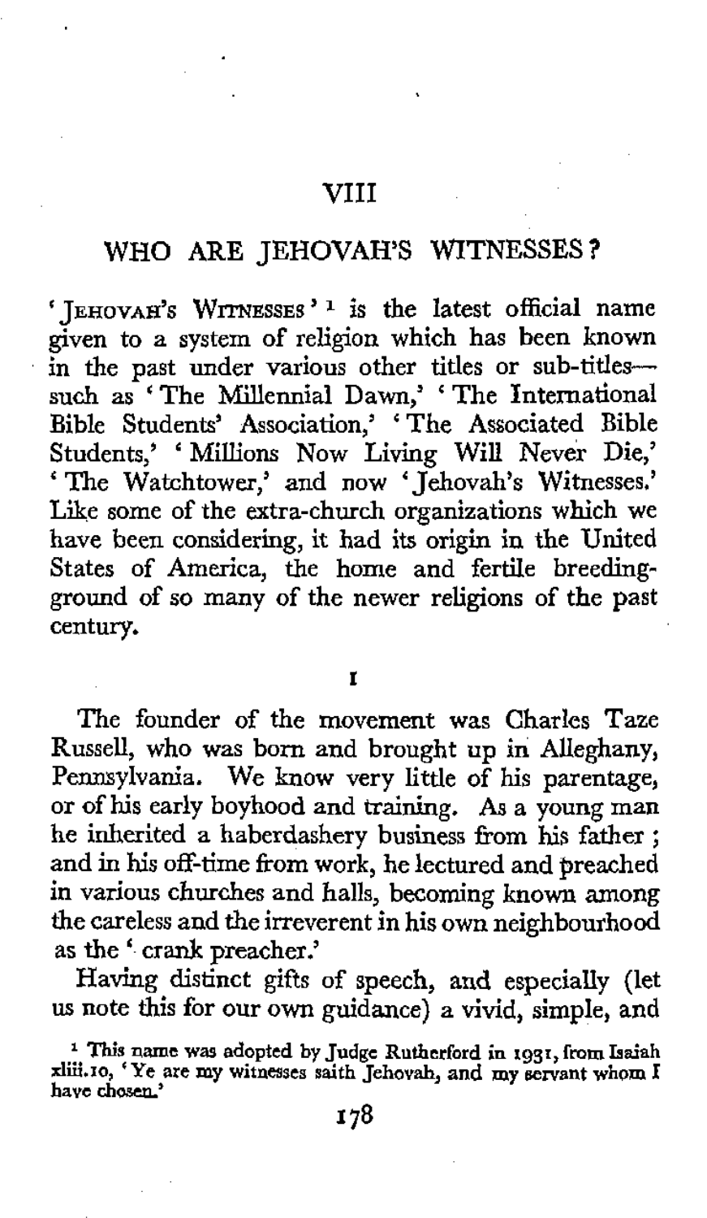# VIII

## WHO ARE JEHOVAH'S WITNESSES?

'JEHOVAH'S WITNESSES'[1] is the latest official name given to a system of religion which has been known in the past under various other titles or sub-titles—such as 'The Millennial Dawn,' 'The International Bible Students' Association,' 'The Associated Bible Students,' 'Millions Now Living Will Never Die,' 'The Watchtower,' and now 'Jehovah's Witnesses.' Like some of the extra-church organizations which we have been considering, it had its origin in the United States of America, the home and fertile breeding-ground of so many of the newer religions of the past century.

### I

The founder of the movement was Charles Taze Russell, who was born and brought up in Alleghany, Pennsylvania. We know very little of his parentage, or of his early boyhood and training. As a young man he inherited a haberdashery business from his father; and in his off-time from work, he lectured and preached in various churches and halls, becoming known among the careless and the irreverent in his own neighbourhood as the 'crank preacher.'

Having distinct gifts of speech, and especially (let us note this for our own guidance) a vivid, simple, and

[1] This name was adopted by Judge Rutherford in 1931, from Isaiah xliii.10, 'Ye are my witnesses saith Jehovah, and my servant whom I have chosen.'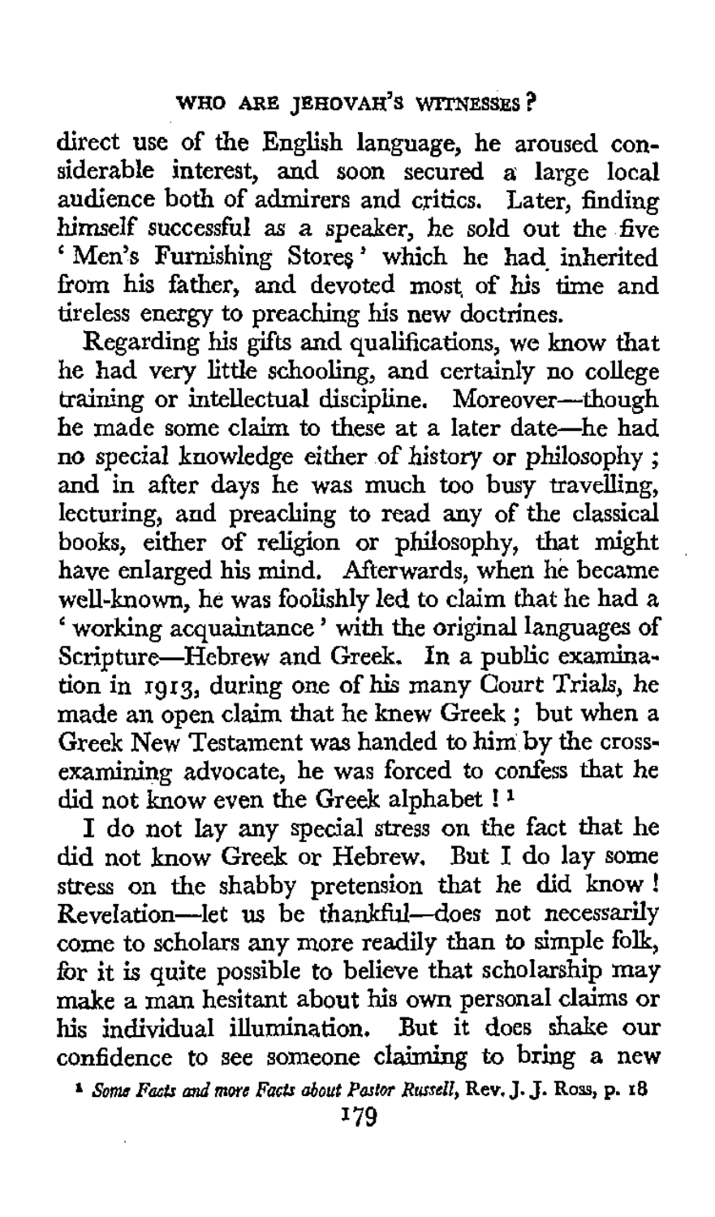direct use of the English language, he aroused considerable interest, and soon secured a large local audience both of admirers and critics. Later, finding himself successful as a speaker, he sold out the five 'Men's Furnishing Stores' which he had inherited from his father, and devoted most of his time and tireless energy to preaching his new doctrines.

Regarding his gifts and qualifications, we know that he had very little schooling, and certainly no college training or intellectual discipline. Moreover—though he made some claim to these at a later date—he had no special knowledge either of history or philosophy; and in after days he was much too busy travelling, lecturing, and preaching to read any of the classical books, either of religion or philosophy, that might have enlarged his mind. Afterwards, when he became well-known, he was foolishly led to claim that he had a 'working acquaintance' with the original languages of Scripture—Hebrew and Greek. In a public examination in 1913, during one of his many Court Trials, he made an open claim that he knew Greek; but when a Greek New Testament was handed to him by the cross-examining advocate, he was forced to confess that he did not know even the Greek alphabet![1]

I do not lay any special stress on the fact that he did not know Greek or Hebrew. But I do lay some stress on the shabby pretension that he did know! Revelation—let us be thankful—does not necessarily come to scholars any more readily than to simple folk, for it is quite possible to believe that scholarship may make a man hesitant about his own personal claims or his individual illumination. But it does shake our confidence to see someone claiming to bring a new

[1] *Some Facts and more Facts about Pastor Russell*, Rev. J. J. Ross, p. 18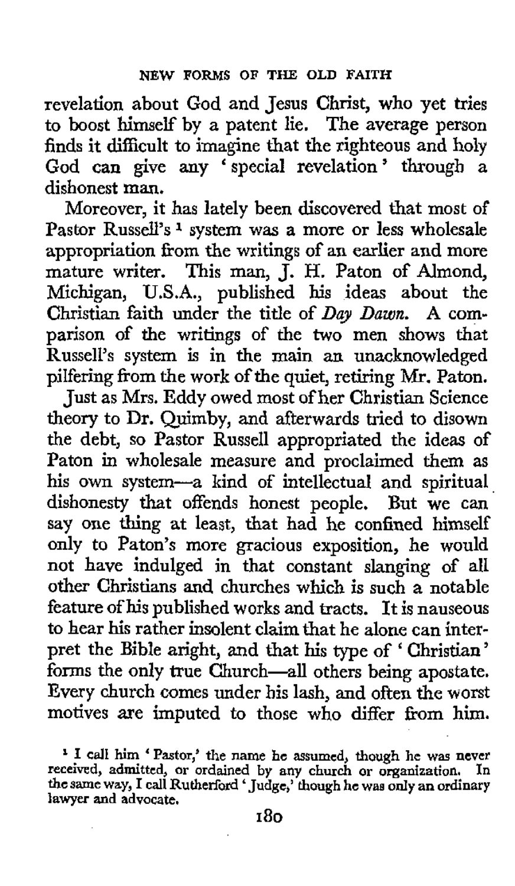revelation about God and Jesus Christ, who yet tries to boost himself by a patent lie. The average person finds it difficult to imagine that the righteous and holy God can give any 'special revelation' through a dishonest man.

Moreover, it has lately been discovered that most of Pastor Russell's [1] system was a more or less wholesale appropriation from the writings of an earlier and more mature writer. This man, J. H. Paton of Almond, Michigan, U.S.A., published his ideas about the Christian faith under the title of *Day Dawn*. A comparison of the writings of the two men shows that Russell's system is in the main an unacknowledged pilfering from the work of the quiet, retiring Mr. Paton.

Just as Mrs. Eddy owed most of her Christian Science theory to Dr. Quimby, and afterwards tried to disown the debt, so Pastor Russell appropriated the ideas of Paton in wholesale measure and proclaimed them as his own system—a kind of intellectual and spiritual dishonesty that offends honest people. But we can say one thing at least, that had he confined himself only to Paton's more gracious exposition, he would not have indulged in that constant slanging of all other Christians and churches which is such a notable feature of his published works and tracts. It is nauseous to hear his rather insolent claim that he alone can interpret the Bible aright, and that his type of 'Christian' forms the only true Church—all others being apostate. Every church comes under his lash, and often the worst motives are imputed to those who differ from him.

[1] I call him 'Pastor,' the name he assumed, though he was never received, admitted, or ordained by any church or organization. In the same way, I call Rutherford 'Judge,' though he was only an ordinary lawyer and advocate.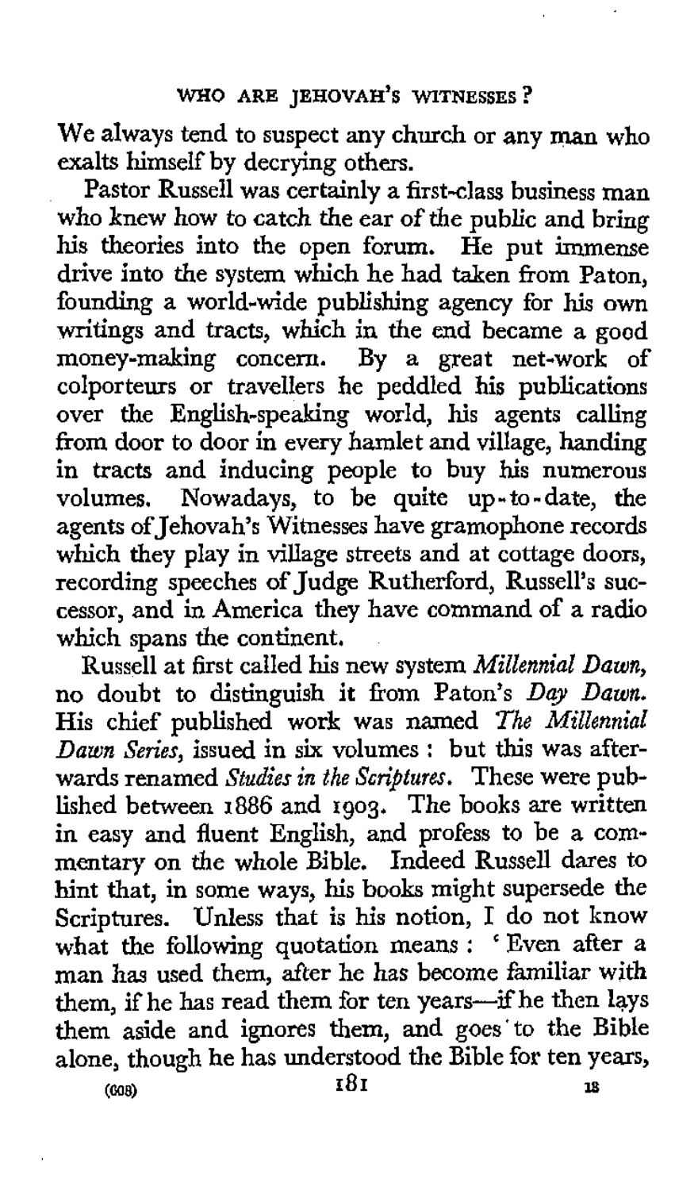We always tend to suspect any church or any man who exalts himself by decrying others.

Pastor Russell was certainly a first-class business man who knew how to catch the ear of the public and bring his theories into the open forum. He put immense drive into the system which he had taken from Paton, founding a world-wide publishing agency for his own writings and tracts, which in the end became a good money-making concern. By a great net-work of colporteurs or travellers he peddled his publications over the English-speaking world, his agents calling from door to door in every hamlet and village, handing in tracts and inducing people to buy his numerous volumes. Nowadays, to be quite up-to-date, the agents of Jehovah's Witnesses have gramophone records which they play in village streets and at cottage doors, recording speeches of Judge Rutherford, Russell's successor, and in America they have command of a radio which spans the continent.

Russell at first called his new system *Millennial Dawn*, no doubt to distinguish it from Paton's *Day Dawn*. His chief published work was named *The Millennial Dawn Series*, issued in six volumes: but this was afterwards renamed *Studies in the Scriptures*. These were published between 1886 and 1903. The books are written in easy and fluent English, and profess to be a commentary on the whole Bible. Indeed Russell dares to hint that, in some ways, his books might supersede the Scriptures. Unless that is his notion, I do not know what the following quotation means: 'Even after a man has used them, after he has become familiar with them, if he has read them for ten years—if he then lays them aside and ignores them, and goes to the Bible alone, though he has understood the Bible for ten years,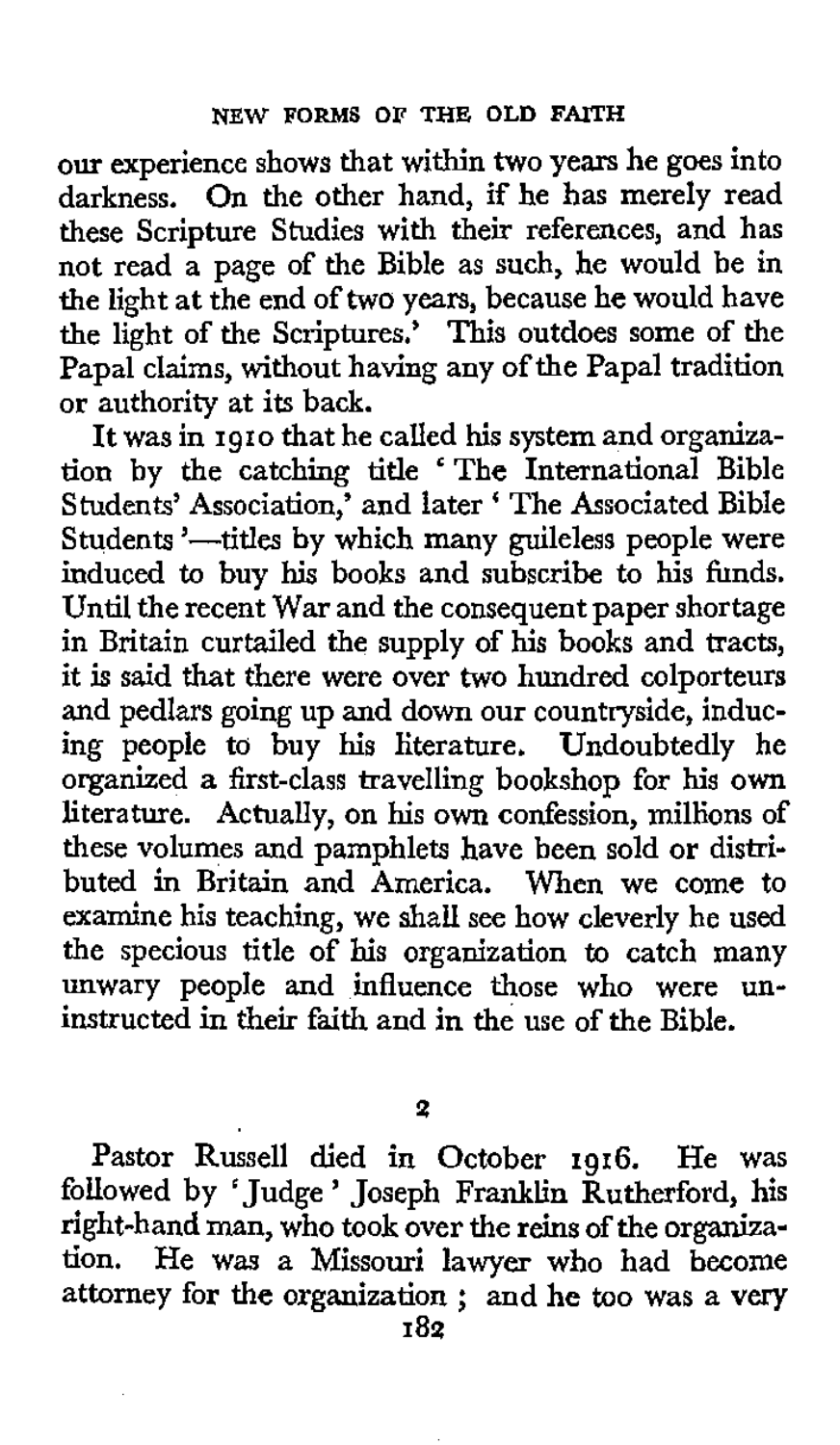our experience shows that within two years he goes into darkness. On the other hand, if he has merely read these Scripture Studies with their references, and has not read a page of the Bible as such, he would be in the light at the end of two years, because he would have the light of the Scriptures.' This outdoes some of the Papal claims, without having any of the Papal tradition or authority at its back.

It was in 1910 that he called his system and organization by the catching title 'The International Bible Students' Association,' and later 'The Associated Bible Students'—titles by which many guileless people were induced to buy his books and subscribe to his funds. Until the recent War and the consequent paper shortage in Britain curtailed the supply of his books and tracts, it is said that there were over two hundred colporteurs and pedlars going up and down our countryside, inducing people to buy his literature. Undoubtedly he organized a first-class travelling bookshop for his own literature. Actually, on his own confession, millions of these volumes and pamphlets have been sold or distributed in Britain and America. When we come to examine his teaching, we shall see how cleverly he used the specious title of his organization to catch many unwary people and influence those who were uninstructed in their faith and in the use of the Bible.

## 2

Pastor Russell died in October 1916. He was followed by 'Judge' Joseph Franklin Rutherford, his right-hand man, who took over the reins of the organization. He was a Missouri lawyer who had become attorney for the organization; and he too was a very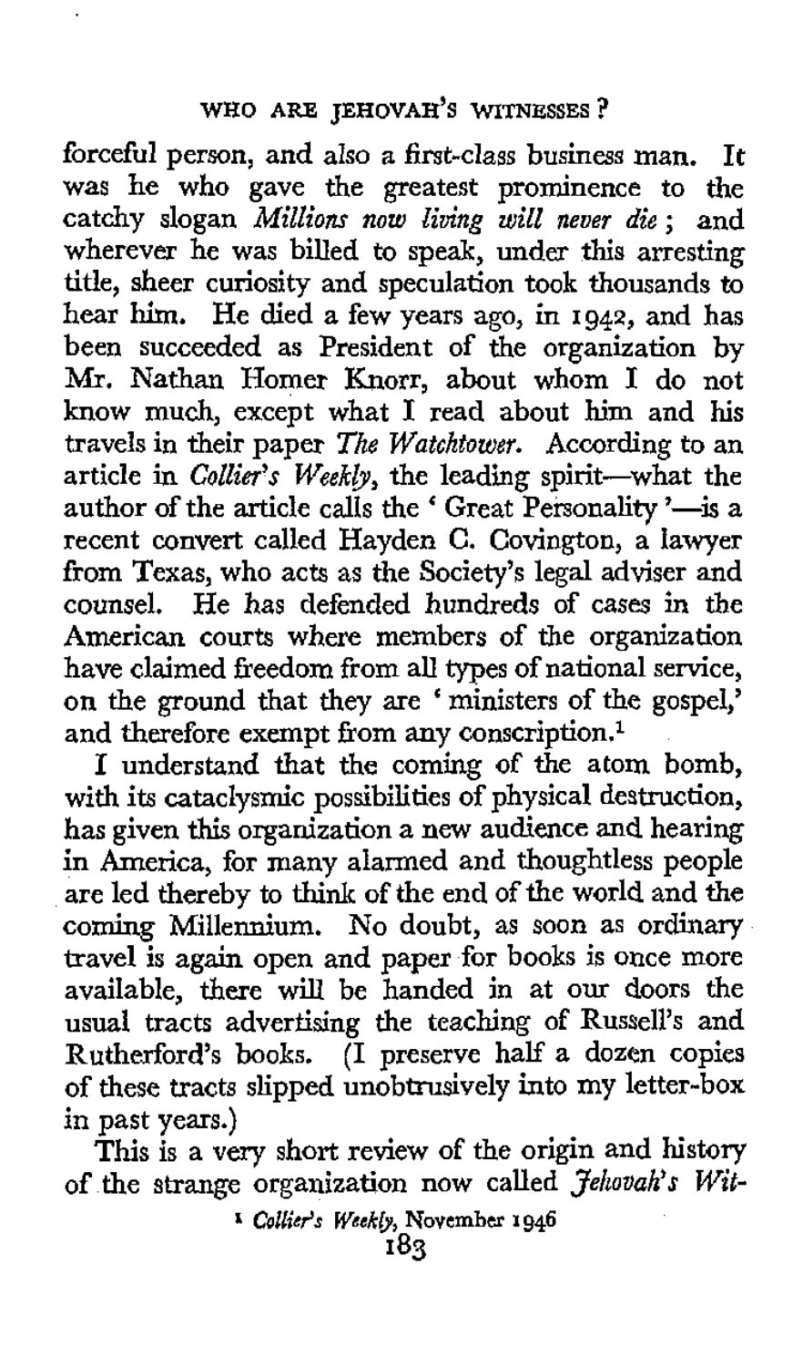forceful person, and also a first-class business man. It was he who gave the greatest prominence to the catchy slogan *Millions now living will never die*; and wherever he was billed to speak, under this arresting title, sheer curiosity and speculation took thousands to hear him. He died a few years ago, in 1942, and has been succeeded as President of the organization by Mr. Nathan Homer Knorr, about whom I do not know much, except what I read about him and his travels in their paper *The Watchtower*. According to an article in *Collier's Weekly*, the leading spirit—what the author of the article calls the 'Great Personality'—is a recent convert called Hayden C. Covington, a lawyer from Texas, who acts as the Society's legal adviser and counsel. He has defended hundreds of cases in the American courts where members of the organization have claimed freedom from all types of national service, on the ground that they are 'ministers of the gospel,' and therefore exempt from any conscription.[1]

I understand that the coming of the atom bomb, with its cataclysmic possibilities of physical destruction, has given this organization a new audience and hearing in America, for many alarmed and thoughtless people are led thereby to think of the end of the world and the coming Millennium. No doubt, as soon as ordinary travel is again open and paper for books is once more available, there will be handed in at our doors the usual tracts advertising the teaching of Russell's and Rutherford's books. (I preserve half a dozen copies of these tracts slipped unobtrusively into my letter-box in past years.)

This is a very short review of the origin and history of the strange organization now called *Jehovah's Wit-*

[1] *Collier's Weekly*, November 1946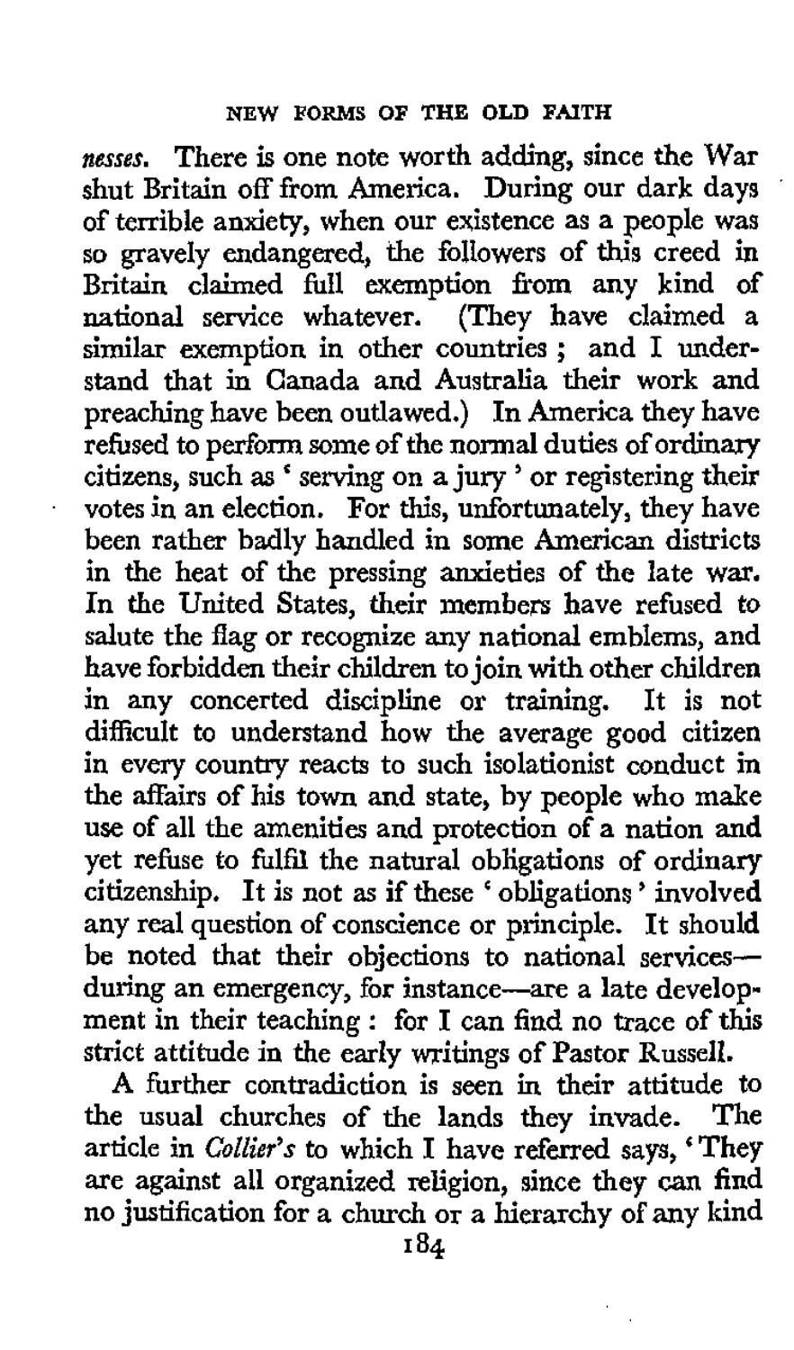*nesses.* There is one note worth adding, since the War shut Britain off from America. During our dark days of terrible anxiety, when our existence as a people was so gravely endangered, the followers of this creed in Britain claimed full exemption from any kind of national service whatever. (They have claimed a similar exemption in other countries; and I understand that in Canada and Australia their work and preaching have been outlawed.) In America they have refused to perform some of the normal duties of ordinary citizens, such as 'serving on a jury' or registering their votes in an election. For this, unfortunately, they have been rather badly handled in some American districts in the heat of the pressing anxieties of the late war. In the United States, their members have refused to salute the flag or recognize any national emblems, and have forbidden their children to join with other children in any concerted discipline or training. It is not difficult to understand how the average good citizen in every country reacts to such isolationist conduct in the affairs of his town and state, by people who make use of all the amenities and protection of a nation and yet refuse to fulfil the natural obligations of ordinary citizenship. It is not as if these 'obligations' involved any real question of conscience or principle. It should be noted that their objections to national services—during an emergency, for instance—are a late development in their teaching: for I can find no trace of this strict attitude in the early writings of Pastor Russell.

A further contradiction is seen in their attitude to the usual churches of the lands they invade. The article in *Collier's* to which I have referred says, 'They are against all organized religion, since they can find no justification for a church or a hierarchy of any kind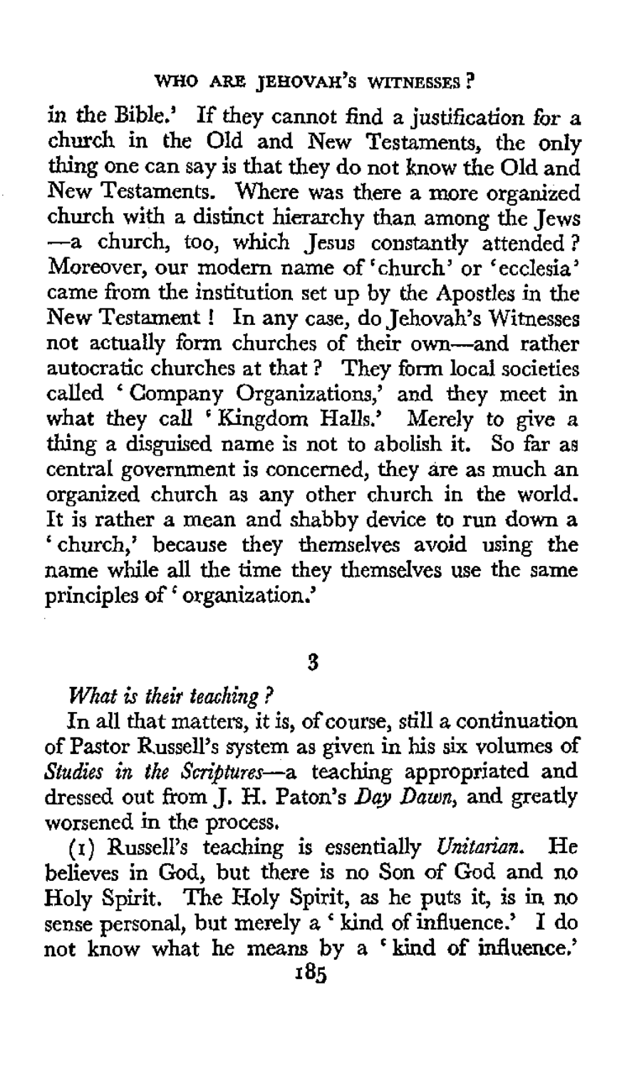in the Bible.' If they cannot find a justification for a church in the Old and New Testaments, the only thing one can say is that they do not know the Old and New Testaments. Where was there a more organized church with a distinct hierarchy than among the Jews —a church, too, which Jesus constantly attended? Moreover, our modern name of 'church' or 'ecclesia' came from the institution set up by the Apostles in the New Testament! In any case, do Jehovah's Witnesses not actually form churches of their own—and rather autocratic churches at that? They form local societies called 'Company Organizations,' and they meet in what they call 'Kingdom Halls.' Merely to give a thing a disguised name is not to abolish it. So far as central government is concerned, they are as much an organized church as any other church in the world. It is rather a mean and shabby device to run down a 'church,' because they themselves avoid using the name while all the time they themselves use the same principles of 'organization.'

## 3

*What is their teaching?*

In all that matters, it is, of course, still a continuation of Pastor Russell's system as given in his six volumes of *Studies in the Scriptures*—a teaching appropriated and dressed out from J. H. Paton's *Day Dawn*, and greatly worsened in the process.

(1) Russell's teaching is essentially *Unitarian*. He believes in God, but there is no Son of God and no Holy Spirit. The Holy Spirit, as he puts it, is in no sense personal, but merely a 'kind of influence.' I do not know what he means by a 'kind of influence.'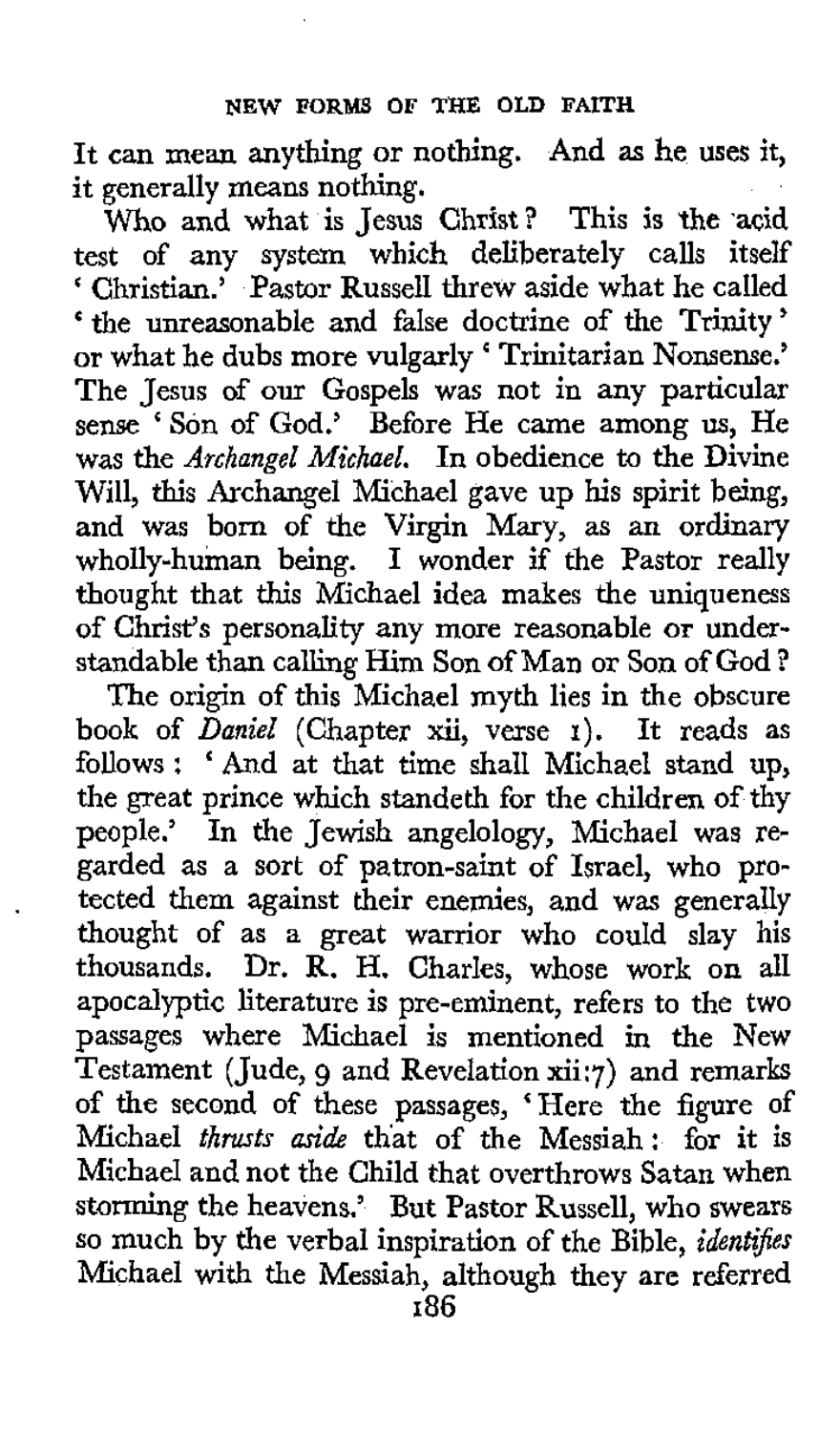It can mean anything or nothing. And as he uses it, it generally means nothing.

Who and what is Jesus Christ? This is the acid test of any system which deliberately calls itself 'Christian.' Pastor Russell threw aside what he called 'the unreasonable and false doctrine of the Trinity' or what he dubs more vulgarly 'Trinitarian Nonsense.' The Jesus of our Gospels was not in any particular sense 'Son of God.' Before He came among us, He was the *Archangel Michael*. In obedience to the Divine Will, this Archangel Michael gave up his spirit being, and was born of the Virgin Mary, as an ordinary wholly-human being. I wonder if the Pastor really thought that this Michael idea makes the uniqueness of Christ's personality any more reasonable or understandable than calling Him Son of Man or Son of God?

The origin of this Michael myth lies in the obscure book of *Daniel* (Chapter xii, verse 1). It reads as follows: 'And at that time shall Michael stand up, the great prince which standeth for the children of thy people.' In the Jewish angelology, Michael was regarded as a sort of patron-saint of Israel, who protected them against their enemies, and was generally thought of as a great warrior who could slay his thousands. Dr. R. H. Charles, whose work on all apocalyptic literature is pre-eminent, refers to the two passages where Michael is mentioned in the New Testament (Jude, 9 and Revelation xii:7) and remarks of the second of these passages, 'Here the figure of Michael *thrusts aside* that of the Messiah: for it is Michael and not the Child that overthrows Satan when storming the heavens.' But Pastor Russell, who swears so much by the verbal inspiration of the Bible, *identifies* Michael with the Messiah, although they are referred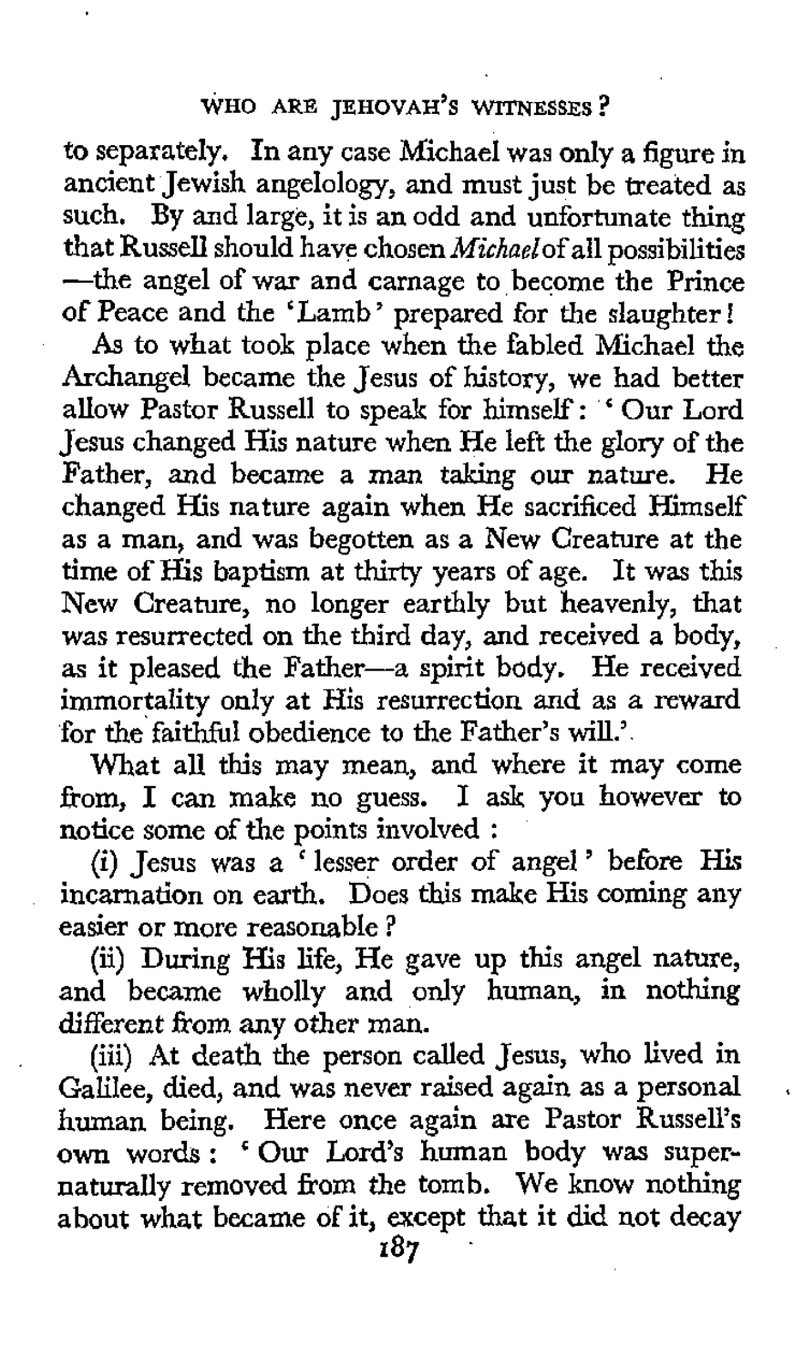to separately. In any case Michael was only a figure in ancient Jewish angelology, and must just be treated as such. By and large, it is an odd and unfortunate thing that Russell should have chosen *Michael* of all possibilities—the angel of war and carnage to become the Prince of Peace and the 'Lamb' prepared for the slaughter!

As to what took place when the fabled Michael the Archangel became the Jesus of history, we had better allow Pastor Russell to speak for himself: 'Our Lord Jesus changed His nature when He left the glory of the Father, and became a man taking our nature. He changed His nature again when He sacrificed Himself as a man, and was begotten as a New Creature at the time of His baptism at thirty years of age. It was this New Creature, no longer earthly but heavenly, that was resurrected on the third day, and received a body, as it pleased the Father—a spirit body. He received immortality only at His resurrection and as a reward for the faithful obedience to the Father's will.'

What all this may mean, and where it may come from, I can make no guess. I ask you however to notice some of the points involved :

(i) Jesus was a 'lesser order of angel' before His incarnation on earth. Does this make His coming any easier or more reasonable ?

(ii) During His life, He gave up this angel nature, and became wholly and only human, in nothing different from any other man.

(iii) At death the person called Jesus, who lived in Galilee, died, and was never raised again as a personal human being. Here once again are Pastor Russell's own words : 'Our Lord's human body was supernaturally removed from the tomb. We know nothing about what became of it, except that it did not decay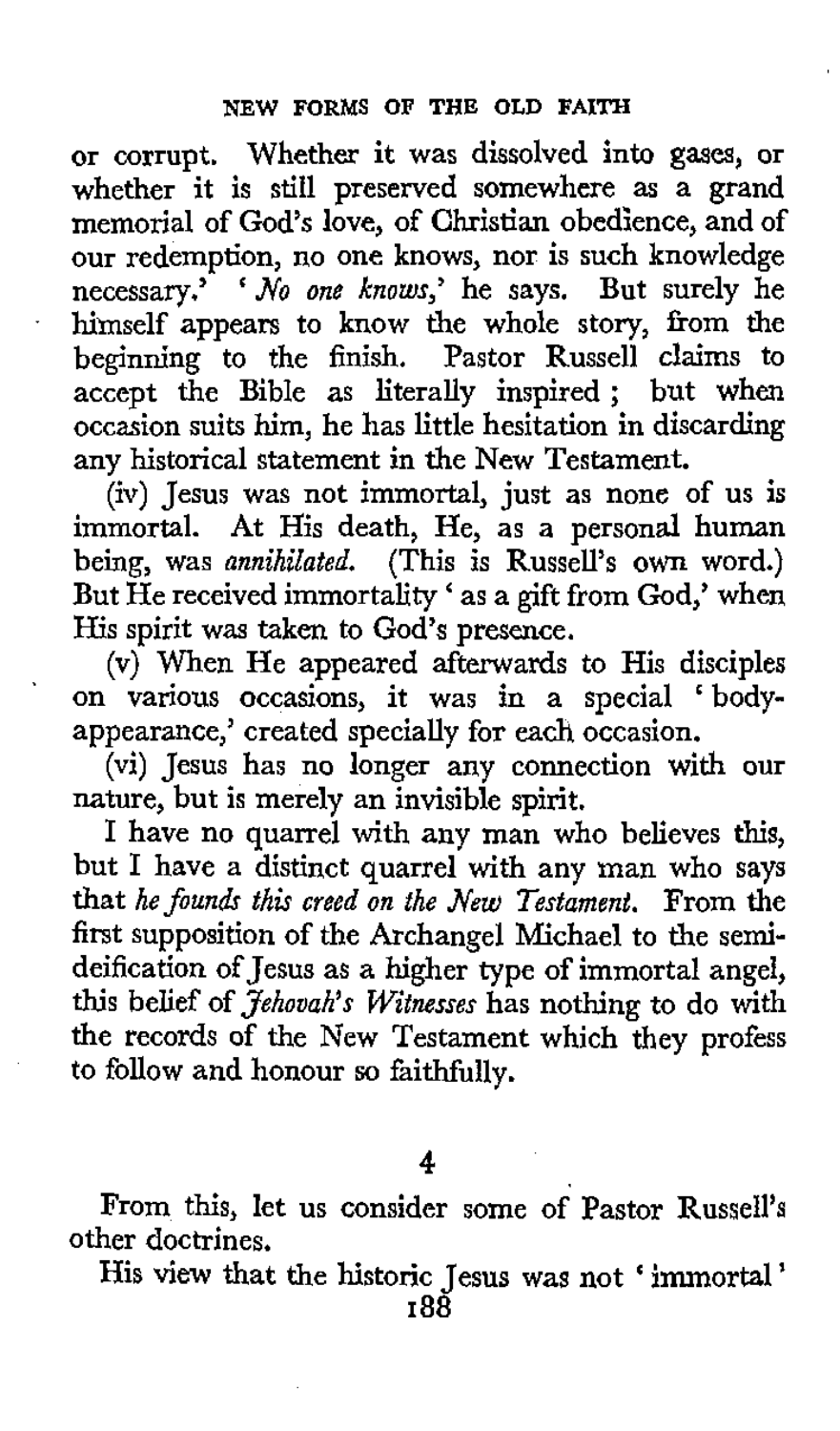or corrupt. Whether it was dissolved into gases, or whether it is still preserved somewhere as a grand memorial of God's love, of Christian obedience, and of our redemption, no one knows, nor is such knowledge necessary.' '*No one knows*,' he says. But surely he himself appears to know the whole story, from the beginning to the finish. Pastor Russell claims to accept the Bible as literally inspired; but when occasion suits him, he has little hesitation in discarding any historical statement in the New Testament.

(iv) Jesus was not immortal, just as none of us is immortal. At His death, He, as a personal human being, was *annihilated*. (This is Russell's own word.) But He received immortality 'as a gift from God,' when His spirit was taken to God's presence.

(v) When He appeared afterwards to His disciples on various occasions, it was in a special 'body-appearance,' created specially for each occasion.

(vi) Jesus has no longer any connection with our nature, but is merely an invisible spirit.

I have no quarrel with any man who believes this, but I have a distinct quarrel with any man who says that *he founds this creed on the New Testament*. From the first supposition of the Archangel Michael to the semi-deification of Jesus as a higher type of immortal angel, this belief of *Jehovah's Witnesses* has nothing to do with the records of the New Testament which they profess to follow and honour so faithfully.

## 4

From this, let us consider some of Pastor Russell's other doctrines.

His view that the historic Jesus was not 'immortal'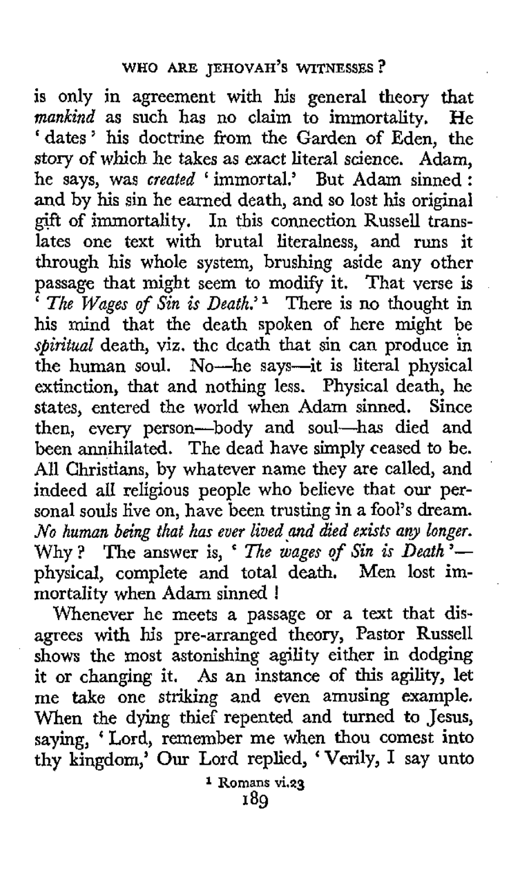is only in agreement with his general theory that *mankind* as such has no claim to immortality. He 'dates' his doctrine from the Garden of Eden, the story of which he takes as exact literal science. Adam, he says, was *created* 'immortal.' But Adam sinned: and by his sin he earned death, and so lost his original gift of immortality. In this connection Russell translates one text with brutal literalness, and runs it through his whole system, brushing aside any other passage that might seem to modify it. That verse is '*The Wages of Sin is Death*.'[1] There is no thought in his mind that the death spoken of here might be *spiritual* death, viz. the death that sin can produce in the human soul. No—he says—it is literal physical extinction, that and nothing less. Physical death, he states, entered the world when Adam sinned. Since then, every person—body and soul—has died and been annihilated. The dead have simply ceased to be. All Christians, by whatever name they are called, and indeed all religious people who believe that our personal souls live on, have been trusting in a fool's dream. *No human being that has ever lived and died exists any longer.* Why? The answer is, '*The wages of Sin is Death*'—physical, complete and total death. Men lost immortality when Adam sinned!

Whenever he meets a passage or a text that disagrees with his pre-arranged theory, Pastor Russell shows the most astonishing agility either in dodging it or changing it. As an instance of this agility, let me take one striking and even amusing example. When the dying thief repented and turned to Jesus, saying, 'Lord, remember me when thou comest into thy kingdom,' Our Lord replied, 'Verily, I say unto

[1] Romans vi.23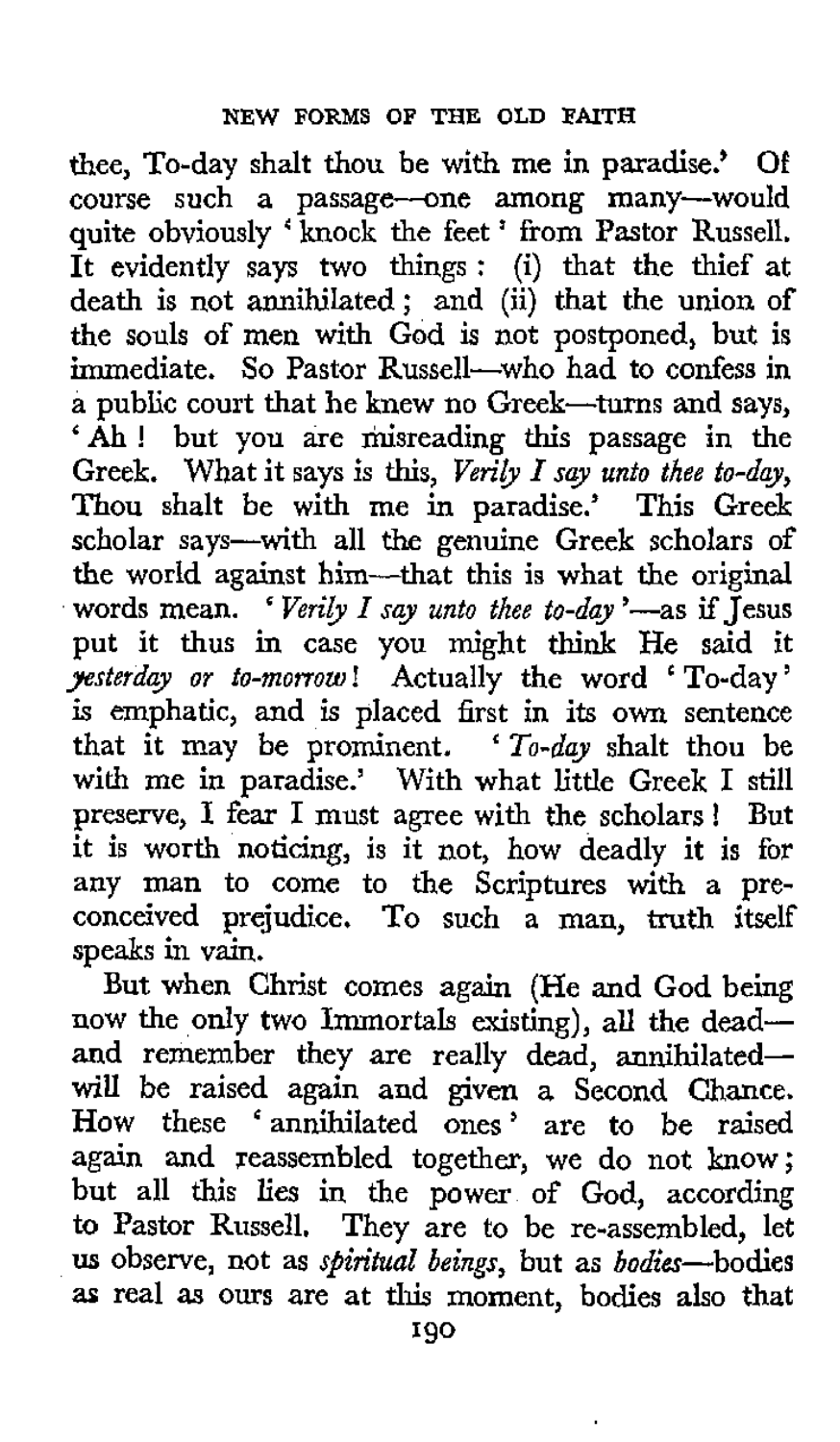thee, To-day shalt thou be with me in paradise.' Of course such a passage—one among many—would quite obviously 'knock the feet' from Pastor Russell. It evidently says two things: (i) that the thief at death is not annihilated; and (ii) that the union of the souls of men with God is not postponed, but is immediate. So Pastor Russell—who had to confess in a public court that he knew no Greek—turns and says, 'Ah! but you are misreading this passage in the Greek. What it says is this, *Verily I say unto thee to-day*, Thou shalt be with me in paradise.' This Greek scholar says—with all the genuine Greek scholars of the world against him—that this is what the original words mean. '*Verily I say unto thee to-day*'—as if Jesus put it thus in case you might think He said it *yesterday or to-morrow*! Actually the word 'To-day' is emphatic, and is placed first in its own sentence that it may be prominent. '*To-day* shalt thou be with me in paradise.' With what little Greek I still preserve, I fear I must agree with the scholars! But it is worth noticing, is it not, how deadly it is for any man to come to the Scriptures with a preconceived prejudice. To such a man, truth itself speaks in vain.

But when Christ comes again (He and God being now the only two Immortals existing), all the dead—and remember they are really dead, annihilated—will be raised again and given a Second Chance. How these 'annihilated ones' are to be raised again and reassembled together, we do not know; but all this lies in the power of God, according to Pastor Russell. They are to be re-assembled, let us observe, not as *spiritual beings*, but as *bodies*—bodies as real as ours are at this moment, bodies also that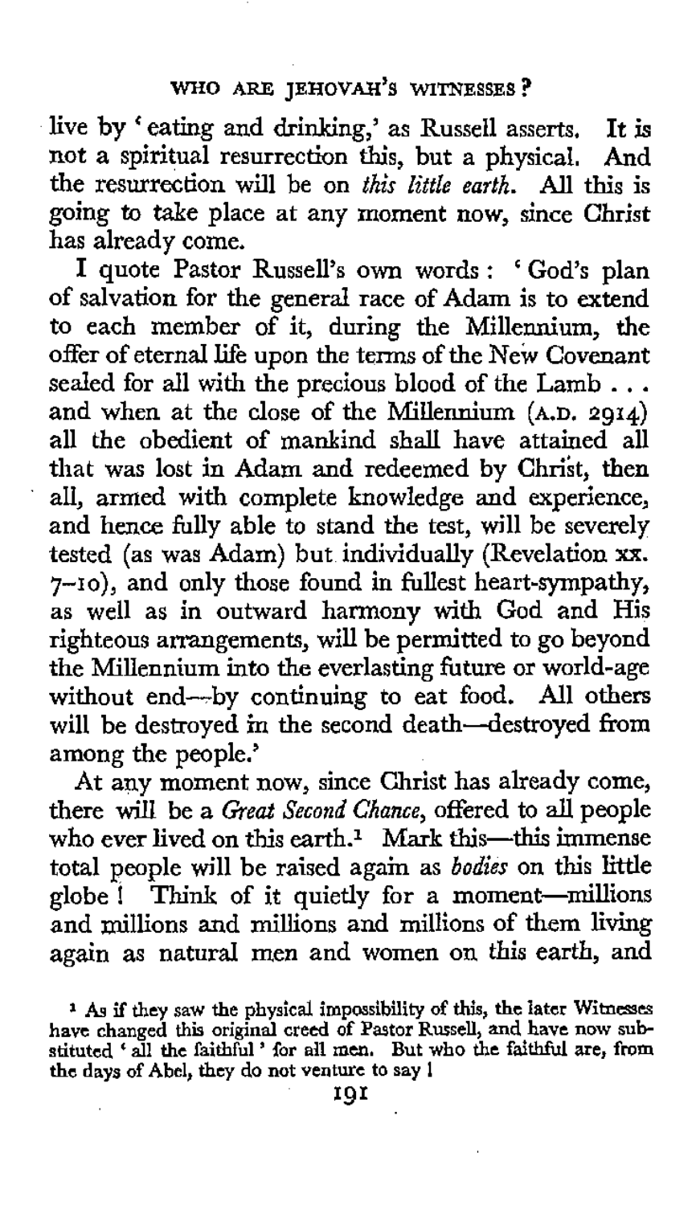live by 'eating and drinking,' as Russell asserts. It is not a spiritual resurrection this, but a physical. And the resurrection will be on *this little earth*. All this is going to take place at any moment now, since Christ has already come.

I quote Pastor Russell's own words: 'God's plan of salvation for the general race of Adam is to extend to each member of it, during the Millennium, the offer of eternal life upon the terms of the New Covenant sealed for all with the precious blood of the Lamb . . . and when at the close of the Millennium (A.D. 2914) all the obedient of mankind shall have attained all that was lost in Adam and redeemed by Christ, then all, armed with complete knowledge and experience, and hence fully able to stand the test, will be severely tested (as was Adam) but individually (Revelation xx. 7–10), and only those found in fullest heart-sympathy, as well as in outward harmony with God and His righteous arrangements, will be permitted to go beyond the Millennium into the everlasting future or world-age without end—by continuing to eat food. All others will be destroyed in the second death—destroyed from among the people.'

At any moment now, since Christ has already come, there will be a *Great Second Chance*, offered to all people who ever lived on this earth.[1] Mark this—this immense total people will be raised again as *bodies* on this little globe! Think of it quietly for a moment—millions and millions and millions and millions of them living again as natural men and women on this earth, and

[1] As if they saw the physical impossibility of this, the later Witnesses have changed this original creed of Pastor Russell, and have now substituted 'all the faithful' for all men. But who the faithful are, from the days of Abel, they do not venture to say!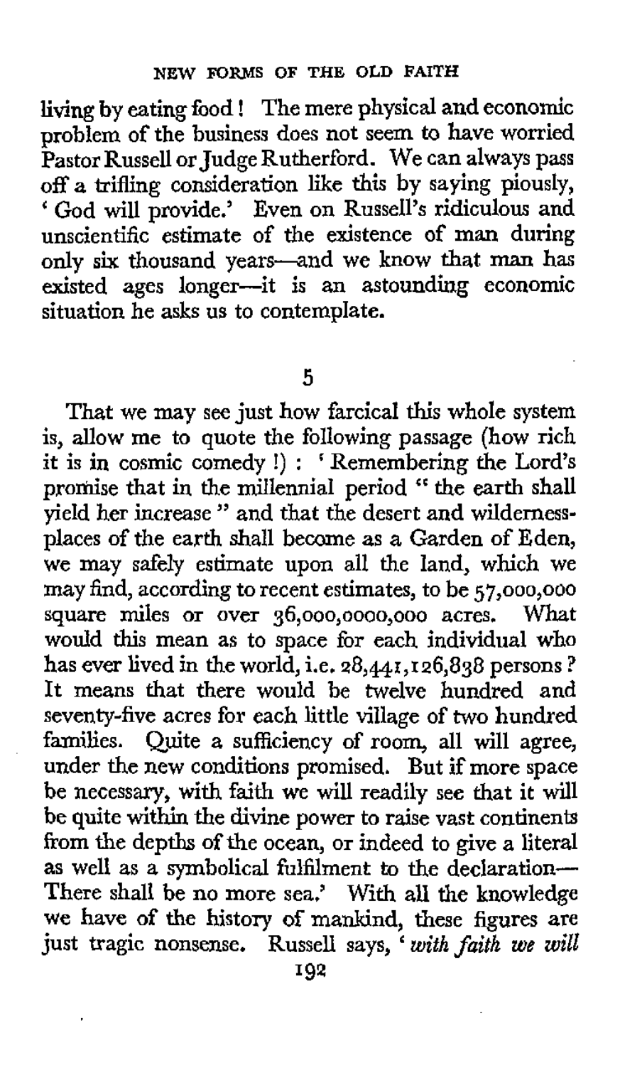living by eating food! The mere physical and economic problem of the business does not seem to have worried Pastor Russell or Judge Rutherford. We can always pass off a trifling consideration like this by saying piously, 'God will provide.' Even on Russell's ridiculous and unscientific estimate of the existence of man during only six thousand years—and we know that man has existed ages longer—it is an astounding economic situation he asks us to contemplate.

## 5

That we may see just how farcical this whole system is, allow me to quote the following passage (how rich it is in cosmic comedy!): 'Remembering the Lord's promise that in the millennial period "the earth shall yield her increase" and that the desert and wilderness-places of the earth shall become as a Garden of Eden, we may safely estimate upon all the land, which we may find, according to recent estimates, to be 57,000,000 square miles or over 36,000,0000,000 acres. What would this mean as to space for each individual who has ever lived in the world, i.e. 28,441,126,838 persons? It means that there would be twelve hundred and seventy-five acres for each little village of two hundred families. Quite a sufficiency of room, all will agree, under the new conditions promised. But if more space be necessary, with faith we will readily see that it will be quite within the divine power to raise vast continents from the depths of the ocean, or indeed to give a literal as well as a symbolical fulfilment to the declaration—There shall be no more sea.' With all the knowledge we have of the history of mankind, these figures are just tragic nonsense. Russell says, '*with faith we will*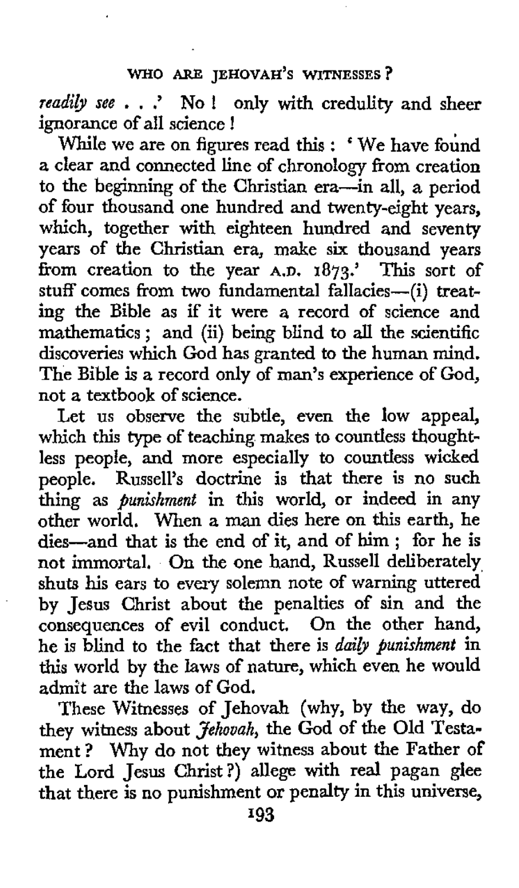*readily see . . .*' No! only with credulity and sheer ignorance of all science!

While we are on figures read this: 'We have found a clear and connected line of chronology from creation to the beginning of the Christian era—in all, a period of four thousand one hundred and twenty-eight years, which, together with eighteen hundred and seventy years of the Christian era, make six thousand years from creation to the year A.D. 1873.' This sort of stuff comes from two fundamental fallacies—(i) treating the Bible as if it were a record of science and mathematics; and (ii) being blind to all the scientific discoveries which God has granted to the human mind. The Bible is a record only of man's experience of God, not a textbook of science.

Let us observe the subtle, even the low appeal, which this type of teaching makes to countless thoughtless people, and more especially to countless wicked people. Russell's doctrine is that there is no such thing as *punishment* in this world, or indeed in any other world. When a man dies here on this earth, he dies—and that is the end of it, and of him; for he is not immortal. On the one hand, Russell deliberately shuts his ears to every solemn note of warning uttered by Jesus Christ about the penalties of sin and the consequences of evil conduct. On the other hand, he is blind to the fact that there is *daily punishment* in this world by the laws of nature, which even he would admit are the laws of God.

These Witnesses of Jehovah (why, by the way, do they witness about *Jehovah*, the God of the Old Testament? Why do not they witness about the Father of the Lord Jesus Christ?) allege with real pagan glee that there is no punishment or penalty in this universe,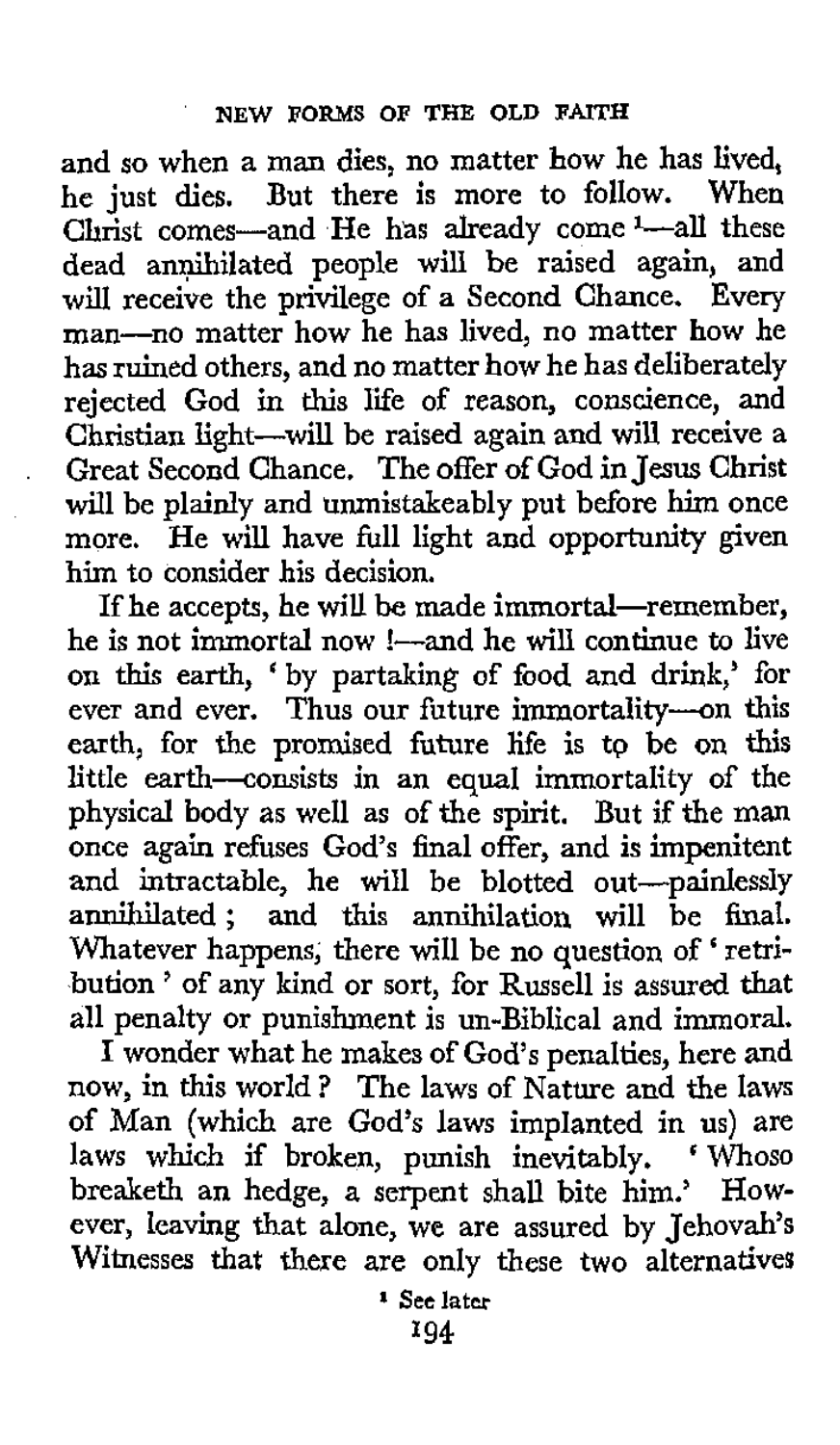and so when a man dies, no matter how he has lived, he just dies. But there is more to follow. When Christ comes—and He has already come [1]—all these dead annihilated people will be raised again, and will receive the privilege of a Second Chance. Every man—no matter how he has lived, no matter how he has ruined others, and no matter how he has deliberately rejected God in this life of reason, conscience, and Christian light—will be raised again and will receive a Great Second Chance. The offer of God in Jesus Christ will be plainly and unmistakeably put before him once more. He will have full light and opportunity given him to consider his decision.

If he accepts, he will be made immortal—remember, he is not immortal now !—and he will continue to live on this earth, 'by partaking of food and drink,' for ever and ever. Thus our future immortality—on this earth, for the promised future life is to be on this little earth—consists in an equal immortality of the physical body as well as of the spirit. But if the man once again refuses God's final offer, and is impenitent and intractable, he will be blotted out—painlessly annihilated ; and this annihilation will be final. Whatever happens, there will be no question of 'retribution' of any kind or sort, for Russell is assured that all penalty or punishment is un-Biblical and immoral.

I wonder what he makes of God's penalties, here and now, in this world ? The laws of Nature and the laws of Man (which are God's laws implanted in us) are laws which if broken, punish inevitably. 'Whoso breaketh an hedge, a serpent shall bite him.' However, leaving that alone, we are assured by Jehovah's Witnesses that there are only these two alternatives

[1] See later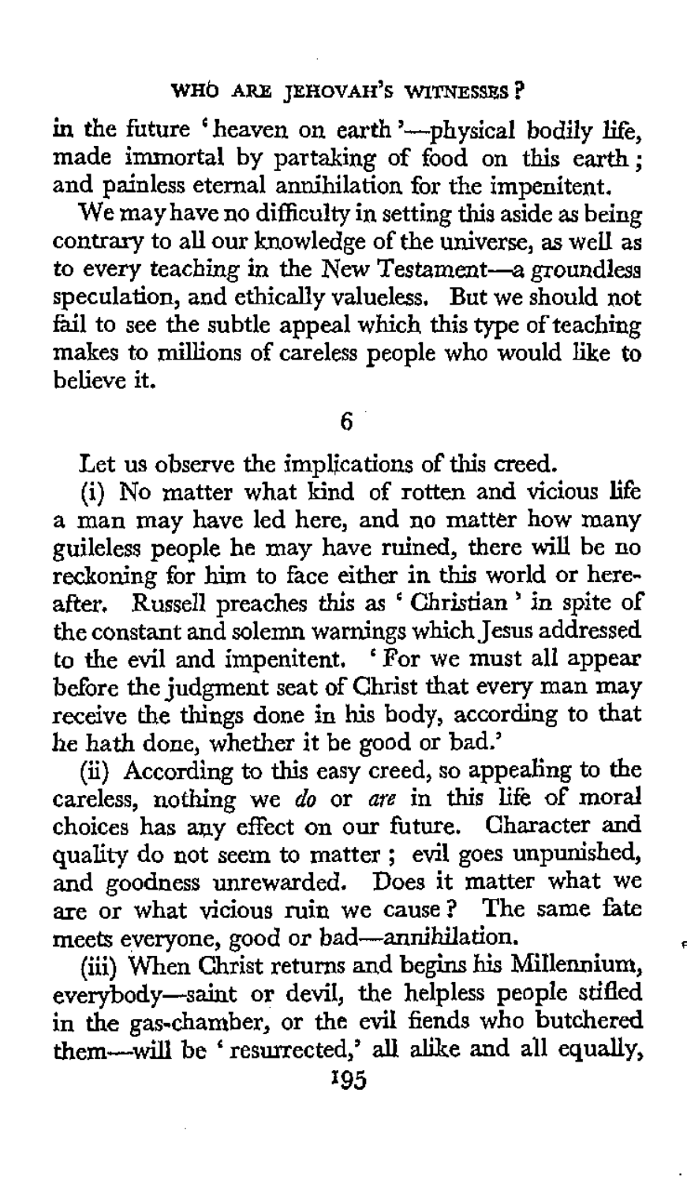in the future 'heaven on earth'—physical bodily life, made immortal by partaking of food on this earth; and painless eternal annihilation for the impenitent.

We may have no difficulty in setting this aside as being contrary to all our knowledge of the universe, as well as to every teaching in the New Testament—a groundless speculation, and ethically valueless. But we should not fail to see the subtle appeal which this type of teaching makes to millions of careless people who would like to believe it.

## 6

Let us observe the implications of this creed.

(i) No matter what kind of rotten and vicious life a man may have led here, and no matter how many guileless people he may have ruined, there will be no reckoning for him to face either in this world or hereafter. Russell preaches this as 'Christian' in spite of the constant and solemn warnings which Jesus addressed to the evil and impenitent. 'For we must all appear before the judgment seat of Christ that every man may receive the things done in his body, according to that he hath done, whether it be good or bad.'

(ii) According to this easy creed, so appealing to the careless, nothing we *do* or *are* in this life of moral choices has any effect on our future. Character and quality do not seem to matter; evil goes unpunished, and goodness unrewarded. Does it matter what we are or what vicious ruin we cause? The same fate meets everyone, good or bad—annihilation.

(iii) When Christ returns and begins his Millennium, everybody—saint or devil, the helpless people stifled in the gas-chamber, or the evil fiends who butchered them—will be 'resurrected,' all alike and all equally,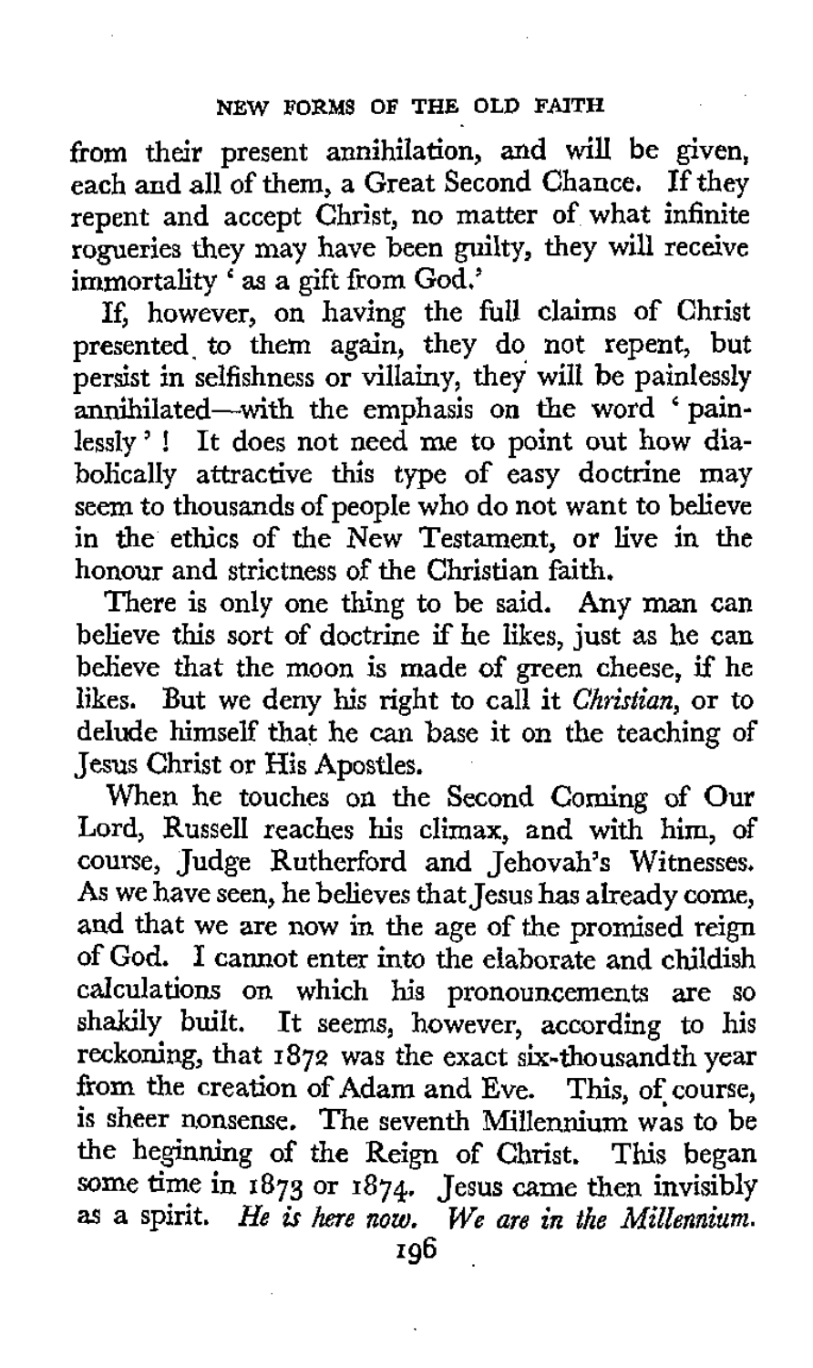from their present annihilation, and will be given, each and all of them, a Great Second Chance. If they repent and accept Christ, no matter of what infinite rogueries they may have been guilty, they will receive immortality 'as a gift from God.'

If, however, on having the full claims of Christ presented to them again, they do not repent, but persist in selfishness or villainy, they will be painlessly annihilated—with the emphasis on the word 'painlessly'! It does not need me to point out how diabolically attractive this type of easy doctrine may seem to thousands of people who do not want to believe in the ethics of the New Testament, or live in the honour and strictness of the Christian faith.

There is only one thing to be said. Any man can believe this sort of doctrine if he likes, just as he can believe that the moon is made of green cheese, if he likes. But we deny his right to call it *Christian*, or to delude himself that he can base it on the teaching of Jesus Christ or His Apostles.

When he touches on the Second Coming of Our Lord, Russell reaches his climax, and with him, of course, Judge Rutherford and Jehovah's Witnesses. As we have seen, he believes that Jesus has already come, and that we are now in the age of the promised reign of God. I cannot enter into the elaborate and childish calculations on which his pronouncements are so shakily built. It seems, however, according to his reckoning, that 1872 was the exact six-thousandth year from the creation of Adam and Eve. This, of course, is sheer nonsense. The seventh Millennium was to be the beginning of the Reign of Christ. This began some time in 1873 or 1874. Jesus came then invisibly as a spirit. *He is here now. We are in the Millennium.*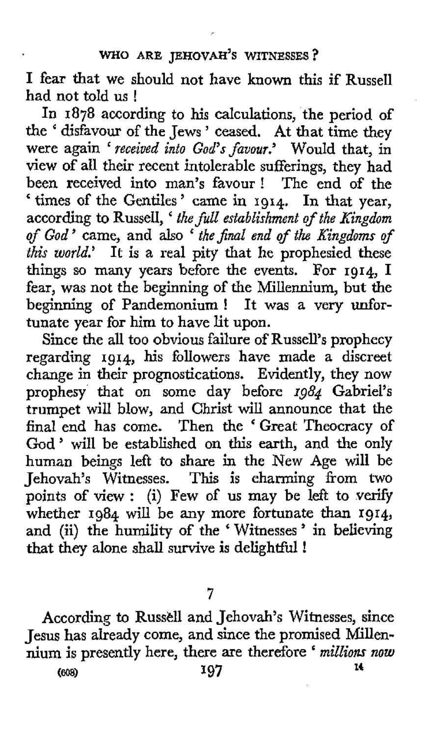I fear that we should not have known this if Russell had not told us !

In 1878 according to his calculations, the period of the ' disfavour of the Jews ' ceased. At that time they were again ' *received into God's favour.*' Would that, in view of all their recent intolerable sufferings, they had been received into man's favour ! The end of the ' times of the Gentiles ' came in 1914. In that year, according to Russell, ' *the full establishment of the Kingdom of God* ' came, and also ' *the final end of the Kingdoms of this world.*' It is a real pity that he prophesied these things so many years before the events. For 1914, I fear, was not the beginning of the Millennium, but the beginning of Pandemonium ! It was a very unfortunate year for him to have lit upon.

Since the all too obvious failure of Russell's prophecy regarding 1914, his followers have made a discreet change in their prognostications. Evidently, they now prophesy that on some day before *1984* Gabriel's trumpet will blow, and Christ will announce that the final end has come. Then the ' Great Theocracy of God ' will be established on this earth, and the only human beings left to share in the New Age will be Jehovah's Witnesses. This is charming from two points of view : (i) Few of us may be left to verify whether 1984 will be any more fortunate than 1914, and (ii) the humility of the ' Witnesses ' in believing that they alone shall survive is delightful !

7

According to Russell and Jehovah's Witnesses, since Jesus has already come, and since the promised Millennium is presently here, there are therefore ' *millions now*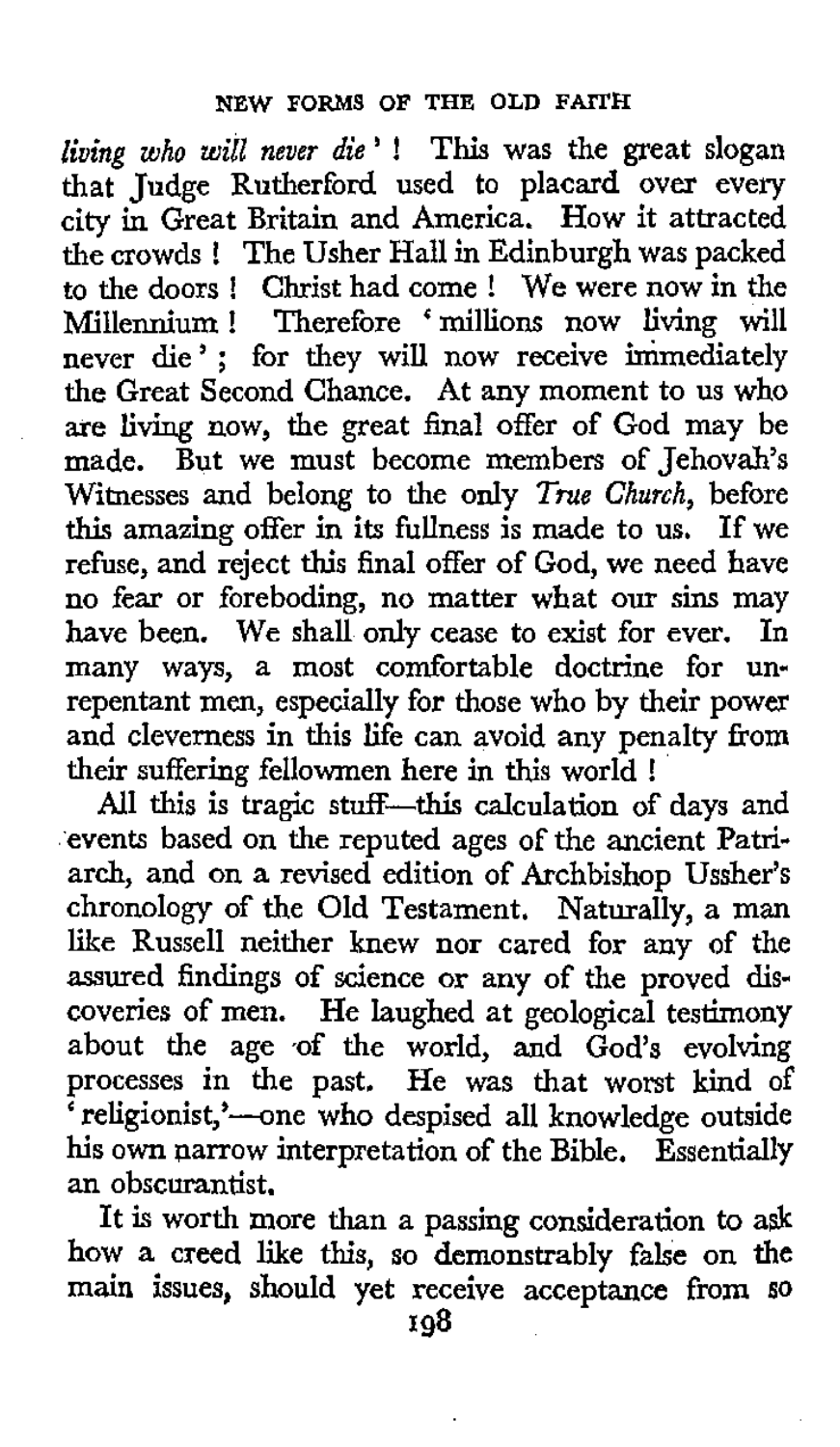*living who will never die* ' ! This was the great slogan that Judge Rutherford used to placard over every city in Great Britain and America. How it attracted the crowds ! The Usher Hall in Edinburgh was packed to the doors ! Christ had come ! We were now in the Millennium ! Therefore ' millions now living will never die ' ; for they will now receive immediately the Great Second Chance. At any moment to us who are living now, the great final offer of God may be made. But we must become members of Jehovah's Witnesses and belong to the only *True Church*, before this amazing offer in its fullness is made to us. If we refuse, and reject this final offer of God, we need have no fear or foreboding, no matter what our sins may have been. We shall only cease to exist for ever. In many ways, a most comfortable doctrine for unrepentant men, especially for those who by their power and cleverness in this life can avoid any penalty from their suffering fellowmen here in this world !

All this is tragic stuff—this calculation of days and events based on the reputed ages of the ancient Patriarch, and on a revised edition of Archbishop Ussher's chronology of the Old Testament. Naturally, a man like Russell neither knew nor cared for any of the assured findings of science or any of the proved discoveries of men. He laughed at geological testimony about the age of the world, and God's evolving processes in the past. He was that worst kind of 'religionist,'—one who despised all knowledge outside his own narrow interpretation of the Bible. Essentially an obscurantist.

It is worth more than a passing consideration to ask how a creed like this, so demonstrably false on the main issues, should yet receive acceptance from so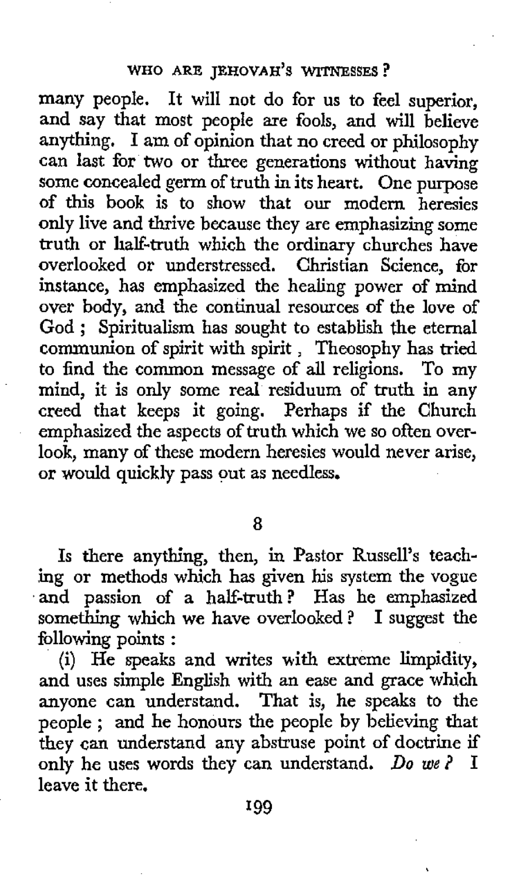many people. It will not do for us to feel superior, and say that most people are fools, and will believe anything. I am of opinion that no creed or philosophy can last for two or three generations without having some concealed germ of truth in its heart. One purpose of this book is to show that our modern heresies only live and thrive because they are emphasizing some truth or half-truth which the ordinary churches have overlooked or understressed. Christian Science, for instance, has emphasized the healing power of mind over body, and the continual resources of the love of God ; Spiritualism has sought to establish the eternal communion of spirit with spirit , Theosophy has tried to find the common message of all religions. To my mind, it is only some real residuum of truth in any creed that keeps it going. Perhaps if the Church emphasized the aspects of truth which we so often overlook, many of these modern heresies would never arise, or would quickly pass out as needless.

## 8

Is there anything, then, in Pastor Russell's teaching or methods which has given his system the vogue and passion of a half-truth ? Has he emphasized something which we have overlooked ? I suggest the following points :

(i) He speaks and writes with extreme limpidity, and uses simple English with an ease and grace which anyone can understand. That is, he speaks to the people ; and he honours the people by believing that they can understand any abstruse point of doctrine if only he uses words they can understand. *Do we ?* I leave it there.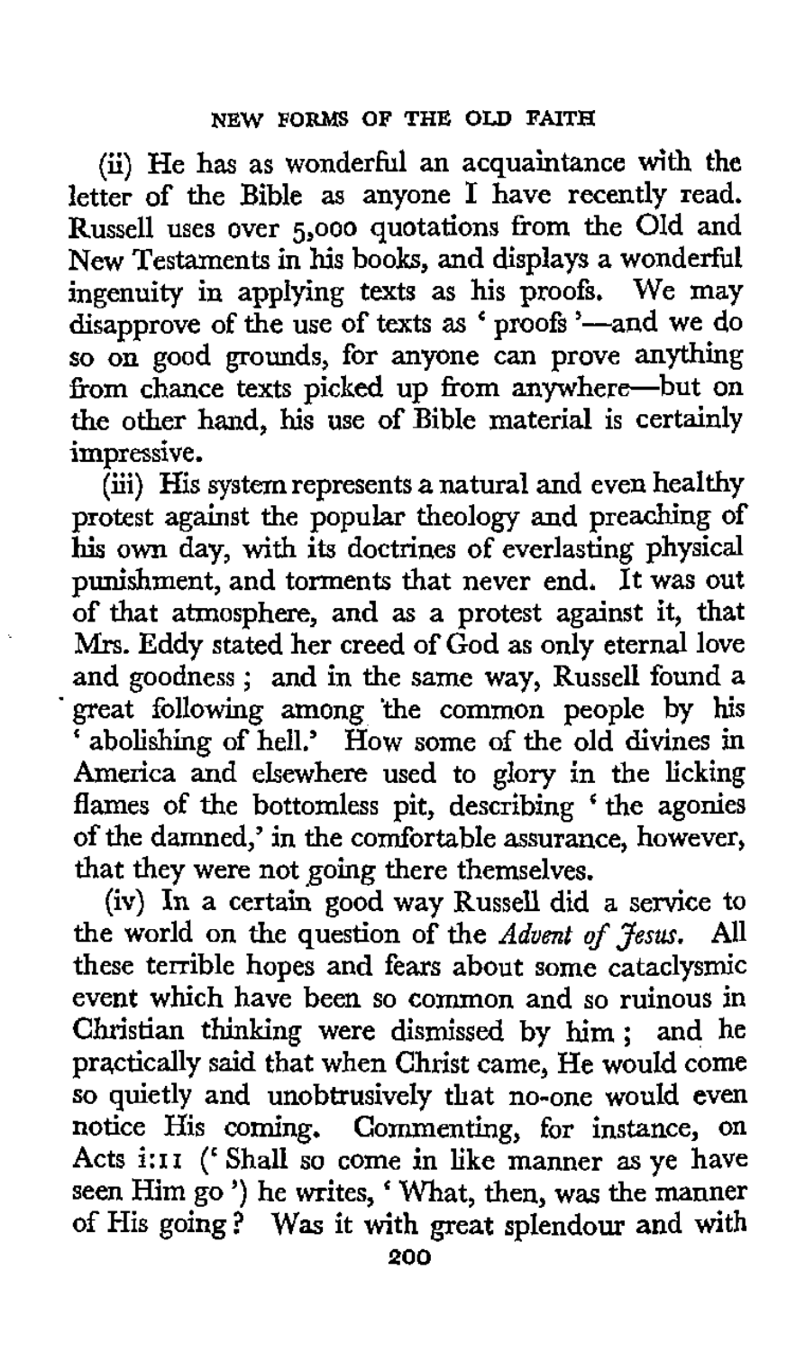(ii) He has as wonderful an acquaintance with the letter of the Bible as anyone I have recently read. Russell uses over 5,000 quotations from the Old and New Testaments in his books, and displays a wonderful ingenuity in applying texts as his proofs. We may disapprove of the use of texts as 'proofs'—and we do so on good grounds, for anyone can prove anything from chance texts picked up from anywhere—but on the other hand, his use of Bible material is certainly impressive.

(iii) His system represents a natural and even healthy protest against the popular theology and preaching of his own day, with its doctrines of everlasting physical punishment, and torments that never end. It was out of that atmosphere, and as a protest against it, that Mrs. Eddy stated her creed of God as only eternal love and goodness; and in the same way, Russell found a great following among the common people by his 'abolishing of hell.' How some of the old divines in America and elsewhere used to glory in the licking flames of the bottomless pit, describing 'the agonies of the damned,' in the comfortable assurance, however, that they were not going there themselves.

(iv) In a certain good way Russell did a service to the world on the question of the *Advent of Jesus*. All these terrible hopes and fears about some cataclysmic event which have been so common and so ruinous in Christian thinking were dismissed by him; and he practically said that when Christ came, He would come so quietly and unobtrusively that no-one would even notice His coming. Commenting, for instance, on Acts i:11 ('Shall so come in like manner as ye have seen Him go') he writes, 'What, then, was the manner of His going? Was it with great splendour and with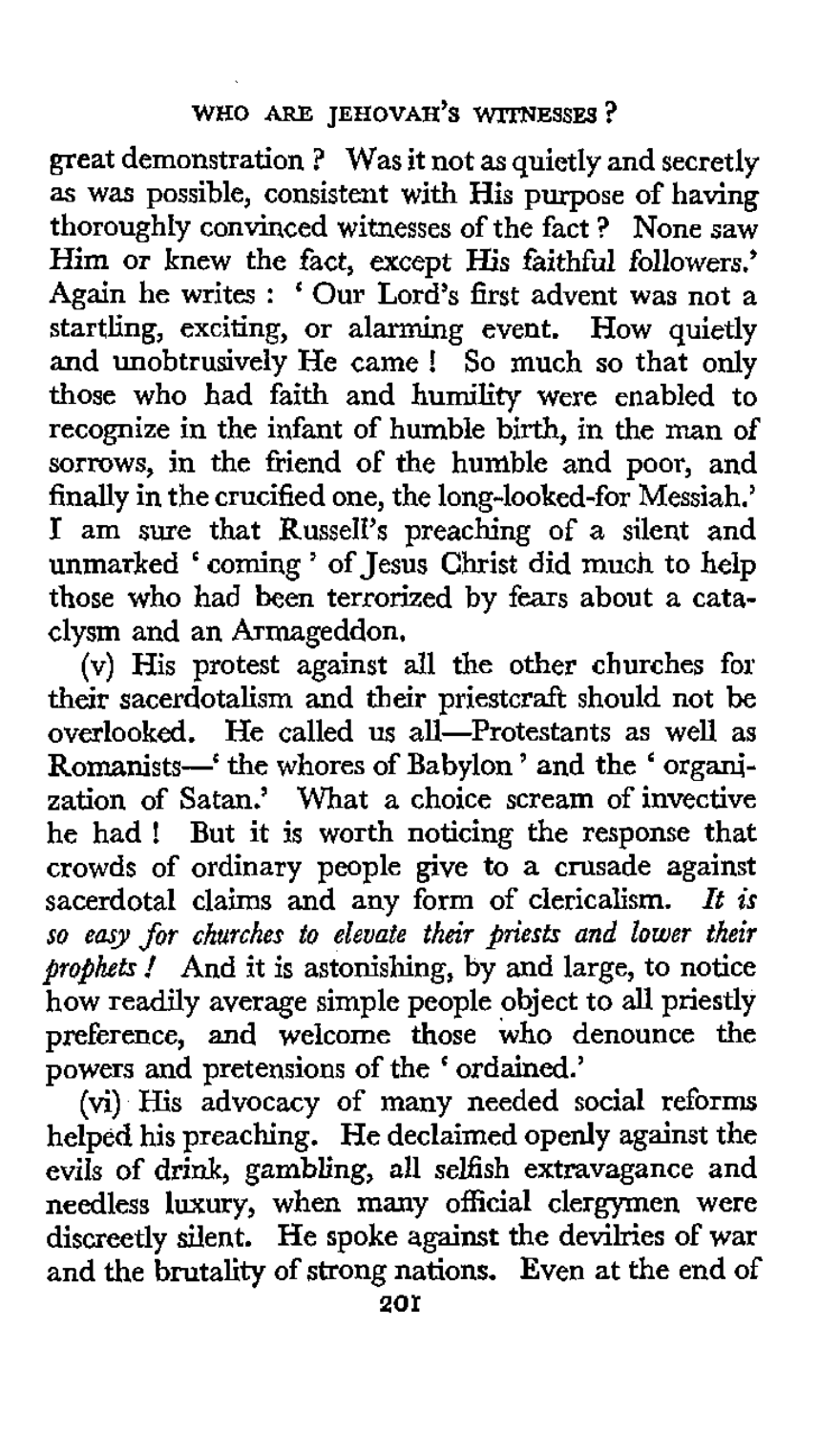great demonstration? Was it not as quietly and secretly as was possible, consistent with His purpose of having thoroughly convinced witnesses of the fact? None saw Him or knew the fact, except His faithful followers.' Again he writes: 'Our Lord's first advent was not a startling, exciting, or alarming event. How quietly and unobtrusively He came! So much so that only those who had faith and humility were enabled to recognize in the infant of humble birth, in the man of sorrows, in the friend of the humble and poor, and finally in the crucified one, the long-looked-for Messiah.' I am sure that Russell's preaching of a silent and unmarked 'coming' of Jesus Christ did much to help those who had been terrorized by fears about a cataclysm and an Armageddon.

(v) His protest against all the other churches for their sacerdotalism and their priestcraft should not be overlooked. He called us all—Protestants as well as Romanists—'the whores of Babylon' and the 'organization of Satan.' What a choice scream of invective he had! But it is worth noticing the response that crowds of ordinary people give to a crusade against sacerdotal claims and any form of clericalism. *It is so easy for churches to elevate their priests and lower their prophets!* And it is astonishing, by and large, to notice how readily average simple people object to all priestly preference, and welcome those who denounce the powers and pretensions of the 'ordained.'

(vi) His advocacy of many needed social reforms helped his preaching. He declaimed openly against the evils of drink, gambling, all selfish extravagance and needless luxury, when many official clergymen were discreetly silent. He spoke against the devilries of war and the brutality of strong nations. Even at the end of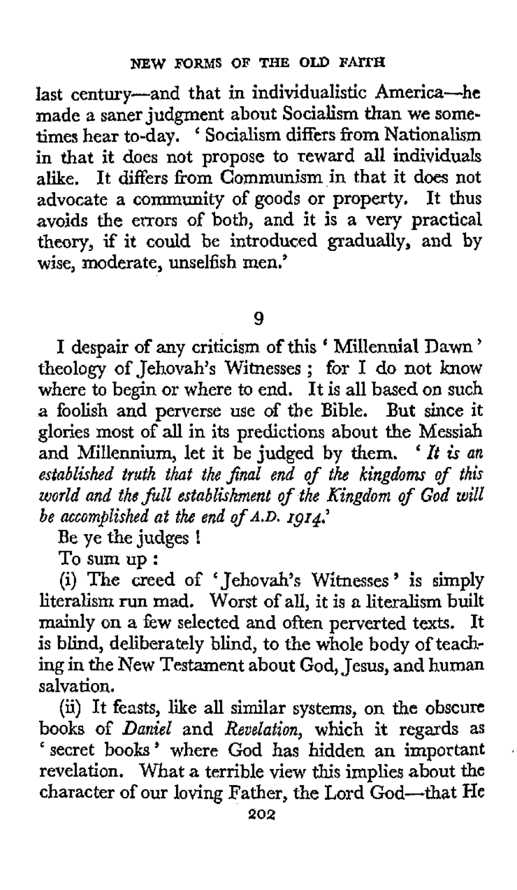last century—and that in individualistic America—he made a saner judgment about Socialism than we sometimes hear to-day. 'Socialism differs from Nationalism in that it does not propose to reward all individuals alike. It differs from Communism in that it does not advocate a community of goods or property. It thus avoids the errors of both, and it is a very practical theory, if it could be introduced gradually, and by wise, moderate, unselfish men.'

## 9

I despair of any criticism of this 'Millennial Dawn' theology of Jehovah's Witnesses; for I do not know where to begin or where to end. It is all based on such a foolish and perverse use of the Bible. But since it glories most of all in its predictions about the Messiah and Millennium, let it be judged by them. '*It is an established truth that the final end of the kingdoms of this world and the full establishment of the Kingdom of God will be accomplished at the end of A.D. 1914.*'

Be ye the judges!

To sum up:

(i) The creed of 'Jehovah's Witnesses' is simply literalism run mad. Worst of all, it is a literalism built mainly on a few selected and often perverted texts. It is blind, deliberately blind, to the whole body of teaching in the New Testament about God, Jesus, and human salvation.

(ii) It feasts, like all similar systems, on the obscure books of *Daniel* and *Revelation*, which it regards as 'secret books' where God has hidden an important revelation. What a terrible view this implies about the character of our loving Father, the Lord God—that He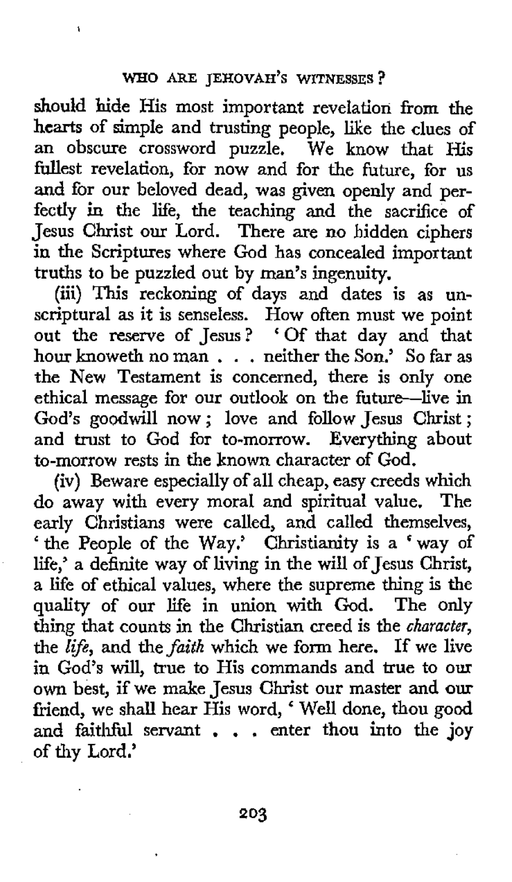should hide His most important revelation from the hearts of simple and trusting people, like the clues of an obscure crossword puzzle. We know that His fullest revelation, for now and for the future, for us and for our beloved dead, was given openly and perfectly in the life, the teaching and the sacrifice of Jesus Christ our Lord. There are no hidden ciphers in the Scriptures where God has concealed important truths to be puzzled out by man's ingenuity.

(iii) This reckoning of days and dates is as unscriptural as it is senseless. How often must we point out the reserve of Jesus? 'Of that day and that hour knoweth no man . . . neither the Son.' So far as the New Testament is concerned, there is only one ethical message for our outlook on the future—live in God's goodwill now; love and follow Jesus Christ; and trust to God for to-morrow. Everything about to-morrow rests in the known character of God.

(iv) Beware especially of all cheap, easy creeds which do away with every moral and spiritual value. The early Christians were called, and called themselves, 'the People of the Way.' Christianity is a 'way of life,' a definite way of living in the will of Jesus Christ, a life of ethical values, where the supreme thing is the quality of our life in union with God. The only thing that counts in the Christian creed is the *character*, the *life*, and the *faith* which we form here. If we live in God's will, true to His commands and true to our own best, if we make Jesus Christ our master and our friend, we shall hear His word, 'Well done, thou good and faithful servant . . . enter thou into the joy of thy Lord.'